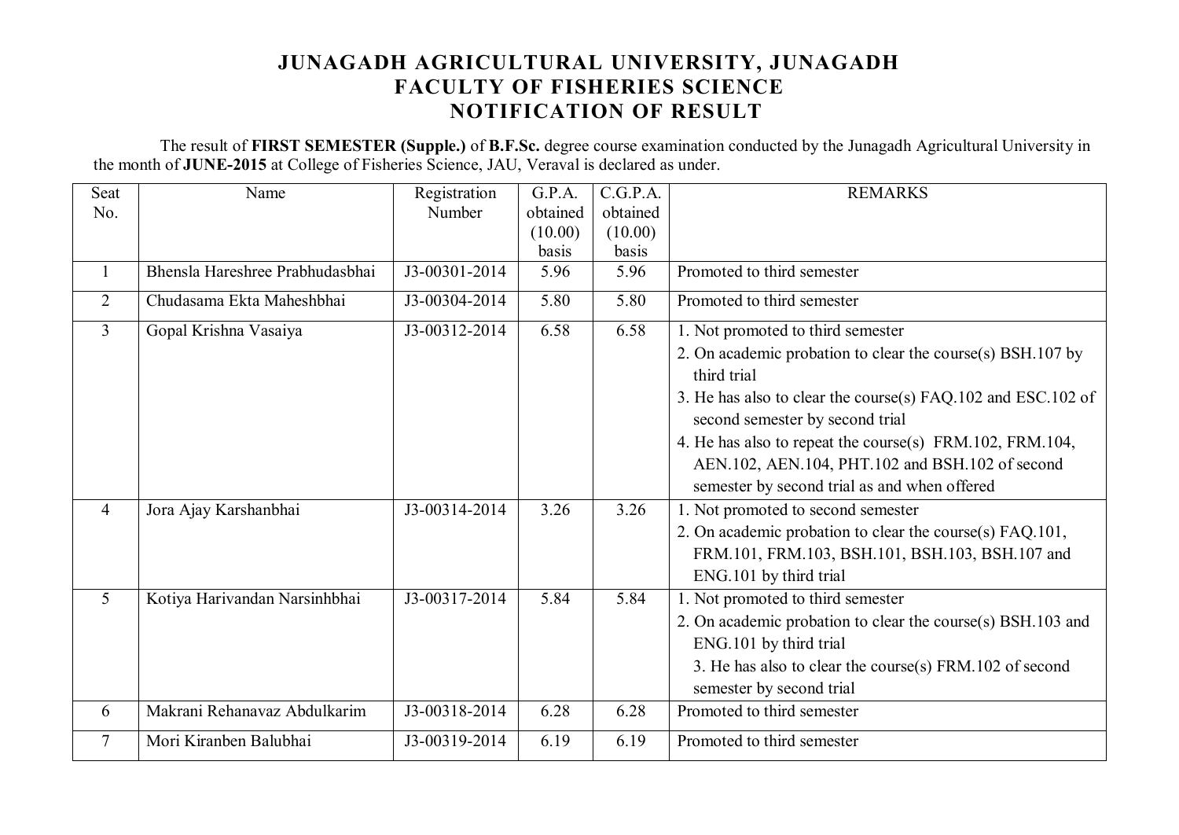# JUNAGADH AGRICULTURAL UNIVERSITY, JUNAGADH
## FACULTY OF FISHERIES SCIENCE
## NOTIFICATION OF RESULT

The result of **FIRST SEMESTER (Supple.)** of **B.F.Sc.** degree course examination conducted by the Junagadh Agricultural University in the month of **JUNE-2015** at College of Fisheries Science, JAU, Veraval is declared as under.

| Seat No. | Name | Registration Number | G.P.A. obtained (10.00) basis | C.G.P.A. obtained (10.00) basis | REMARKS |
|---|---|---|---|---|---|
| 1 | Bhensla Hareshree Prabhudasbhai | J3-00301-2014 | 5.96 | 5.96 | Promoted to third semester |
| 2 | Chudasama Ekta Maheshbhai | J3-00304-2014 | 5.80 | 5.80 | Promoted to third semester |
| 3 | Gopal Krishna Vasaiya | J3-00312-2014 | 6.58 | 6.58 | 1. Not promoted to third semester<br>2. On academic probation to clear the course(s) BSH.107 by third trial<br>3. He has also to clear the course(s) FAQ.102 and ESC.102 of second semester by second trial<br>4. He has also to repeat the course(s) FRM.102, FRM.104, AEN.102, AEN.104, PHT.102 and BSH.102 of second semester by second trial as and when offered |
| 4 | Jora Ajay Karshanbhai | J3-00314-2014 | 3.26 | 3.26 | 1. Not promoted to second semester<br>2. On academic probation to clear the course(s) FAQ.101, FRM.101, FRM.103, BSH.101, BSH.103, BSH.107 and ENG.101 by third trial |
| 5 | Kotiya Harivandan Narsinhbhai | J3-00317-2014 | 5.84 | 5.84 | 1. Not promoted to third semester<br>2. On academic probation to clear the course(s) BSH.103 and ENG.101 by third trial<br>3. He has also to clear the course(s) FRM.102 of second semester by second trial |
| 6 | Makrani Rehanavaz Abdulkarim | J3-00318-2014 | 6.28 | 6.28 | Promoted to third semester |
| 7 | Mori Kiranben Balubhai | J3-00319-2014 | 6.19 | 6.19 | Promoted to third semester |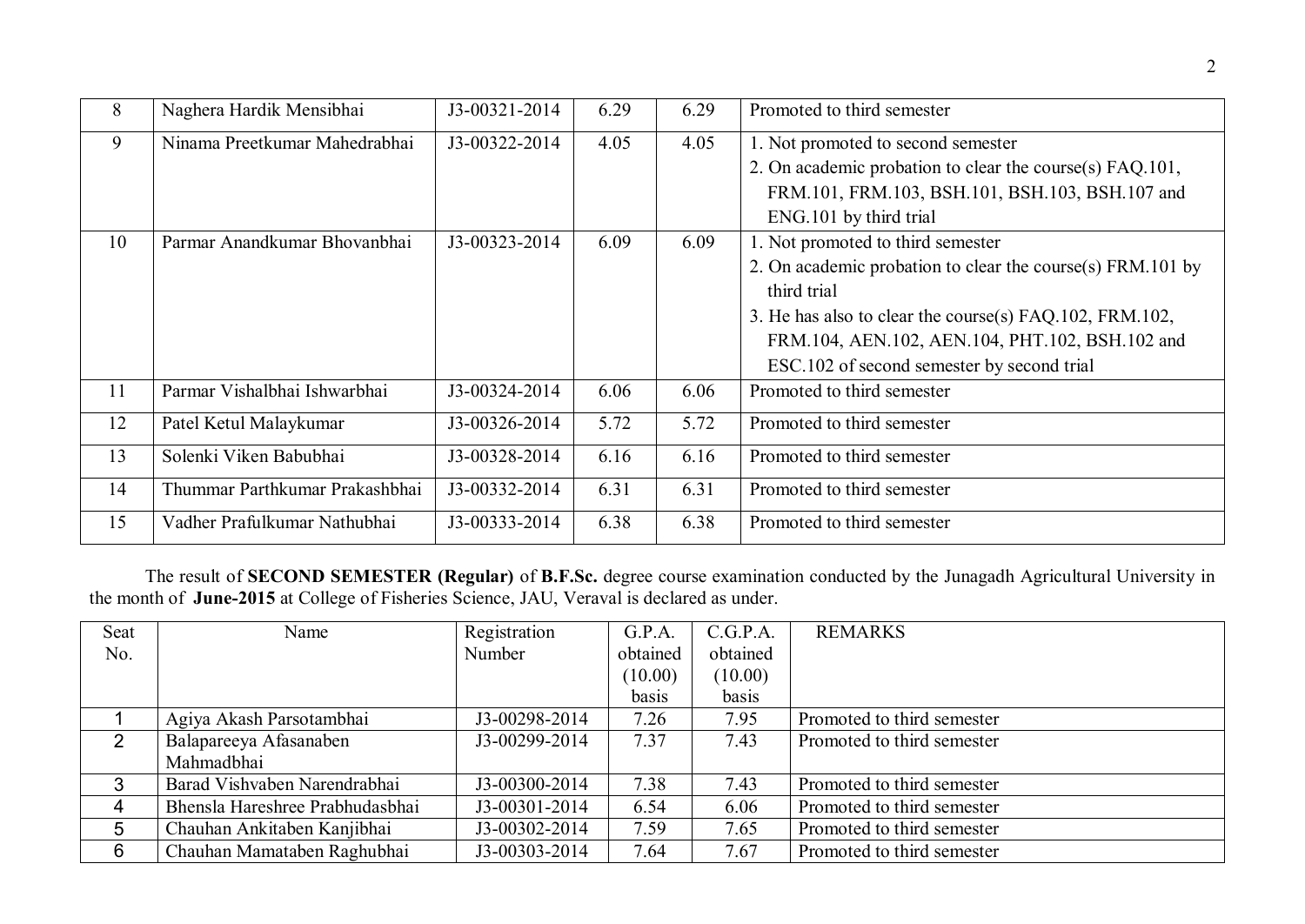| 8 | Naghera Hardik Mensibhai | J3-00321-2014 | 6.29 | 6.29 | Promoted to third semester |
|---|---|---|---|---|---|
| 9 | Ninama Preetkumar Mahedrabhai | J3-00322-2014 | 4.05 | 4.05 | 1. Not promoted to second semester<br>2. On academic probation to clear the course(s) FAQ.101, FRM.101, FRM.103, BSH.101, BSH.103, BSH.107 and ENG.101 by third trial |
| 10 | Parmar Anandkumar Bhovanbhai | J3-00323-2014 | 6.09 | 6.09 | 1. Not promoted to third semester<br>2. On academic probation to clear the course(s) FRM.101 by third trial<br>3. He has also to clear the course(s) FAQ.102, FRM.102, FRM.104, AEN.102, AEN.104, PHT.102, BSH.102 and ESC.102 of second semester by second trial |
| 11 | Parmar Vishalbhai Ishwarbhai | J3-00324-2014 | 6.06 | 6.06 | Promoted to third semester |
| 12 | Patel Ketul Malaykumar | J3-00326-2014 | 5.72 | 5.72 | Promoted to third semester |
| 13 | Solenki Viken Babubhai | J3-00328-2014 | 6.16 | 6.16 | Promoted to third semester |
| 14 | Thummar Parthkumar Prakashbhai | J3-00332-2014 | 6.31 | 6.31 | Promoted to third semester |
| 15 | Vadher Prafulkumar Nathubhai | J3-00333-2014 | 6.38 | 6.38 | Promoted to third semester |

The result of **SECOND SEMESTER (Regular)** of **B.F.Sc.** degree course examination conducted by the Junagadh Agricultural University in the month of **June-2015** at College of Fisheries Science, JAU, Veraval is declared as under.

| Seat No. | Name | Registration Number | G.P.A. obtained (10.00) basis | C.G.P.A. obtained (10.00) basis | REMARKS |
|---|---|---|---|---|---|
| 1 | Agiya Akash Parsotambhai | J3-00298-2014 | 7.26 | 7.95 | Promoted to third semester |
| 2 | Balapareeya Afasanaben Mahmadbhai | J3-00299-2014 | 7.37 | 7.43 | Promoted to third semester |
| 3 | Barad Vishvaben Narendrabhai | J3-00300-2014 | 7.38 | 7.43 | Promoted to third semester |
| 4 | Bhensla Hareshree Prabhudasbhai | J3-00301-2014 | 6.54 | 6.06 | Promoted to third semester |
| 5 | Chauhan Ankitaben Kanjibhai | J3-00302-2014 | 7.59 | 7.65 | Promoted to third semester |
| 6 | Chauhan Mamataben Raghubhai | J3-00303-2014 | 7.64 | 7.67 | Promoted to third semester |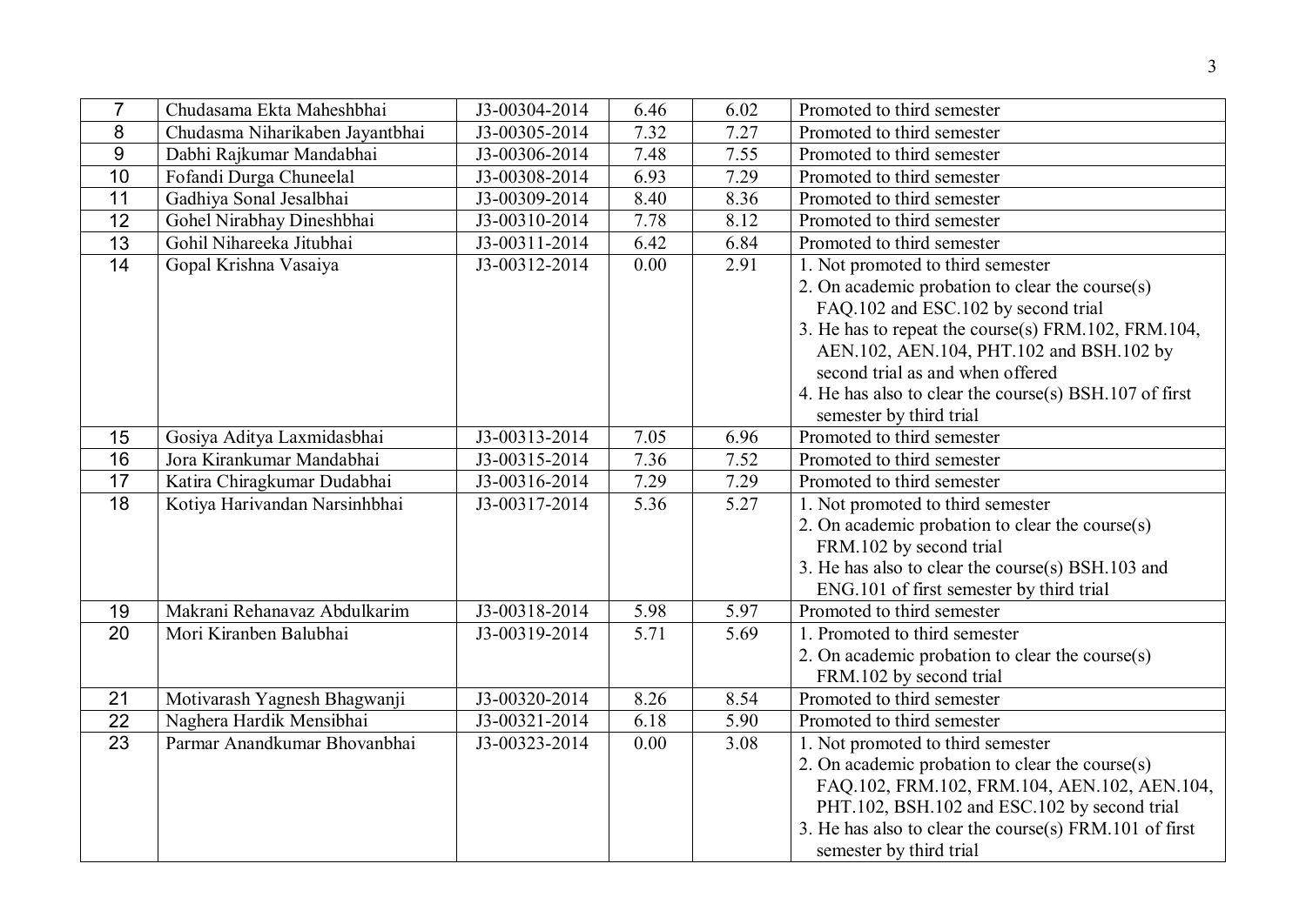| | | | | | |
|---|---|---|---|---|---|
| 7 | Chudasama Ekta Maheshbhai | J3-00304-2014 | 6.46 | 6.02 | Promoted to third semester |
| 8 | Chudasma Niharikaben Jayantbhai | J3-00305-2014 | 7.32 | 7.27 | Promoted to third semester |
| 9 | Dabhi Rajkumar Mandabhai | J3-00306-2014 | 7.48 | 7.55 | Promoted to third semester |
| 10 | Fofandi Durga Chuneelal | J3-00308-2014 | 6.93 | 7.29 | Promoted to third semester |
| 11 | Gadhiya Sonal Jesalbhai | J3-00309-2014 | 8.40 | 8.36 | Promoted to third semester |
| 12 | Gohel Nirabhay Dineshbhai | J3-00310-2014 | 7.78 | 8.12 | Promoted to third semester |
| 13 | Gohil Nihareeka Jitubhai | J3-00311-2014 | 6.42 | 6.84 | Promoted to third semester |
| 14 | Gopal Krishna Vasaiya | J3-00312-2014 | 0.00 | 2.91 | 1. Not promoted to third semester<br>2. On academic probation to clear the course(s) FAQ.102 and ESC.102 by second trial<br>3. He has to repeat the course(s) FRM.102, FRM.104, AEN.102, AEN.104, PHT.102 and BSH.102 by second trial as and when offered<br>4. He has also to clear the course(s) BSH.107 of first semester by third trial |
| 15 | Gosiya Aditya Laxmidasbhai | J3-00313-2014 | 7.05 | 6.96 | Promoted to third semester |
| 16 | Jora Kirankumar Mandabhai | J3-00315-2014 | 7.36 | 7.52 | Promoted to third semester |
| 17 | Katira Chiragkumar Dudabhai | J3-00316-2014 | 7.29 | 7.29 | Promoted to third semester |
| 18 | Kotiya Harivandan Narsinhbhai | J3-00317-2014 | 5.36 | 5.27 | 1. Not promoted to third semester<br>2. On academic probation to clear the course(s) FRM.102 by second trial<br>3. He has also to clear the course(s) BSH.103 and ENG.101 of first semester by third trial |
| 19 | Makrani Rehanavaz Abdulkarim | J3-00318-2014 | 5.98 | 5.97 | Promoted to third semester |
| 20 | Mori Kiranben Balubhai | J3-00319-2014 | 5.71 | 5.69 | 1. Promoted to third semester<br>2. On academic probation to clear the course(s) FRM.102 by second trial |
| 21 | Motivarash Yagnesh Bhagwanji | J3-00320-2014 | 8.26 | 8.54 | Promoted to third semester |
| 22 | Naghera Hardik Mensibhai | J3-00321-2014 | 6.18 | 5.90 | Promoted to third semester |
| 23 | Parmar Anandkumar Bhovanbhai | J3-00323-2014 | 0.00 | 3.08 | 1. Not promoted to third semester<br>2. On academic probation to clear the course(s) FAQ.102, FRM.102, FRM.104, AEN.102, AEN.104, PHT.102, BSH.102 and ESC.102 by second trial<br>3. He has also to clear the course(s) FRM.101 of first semester by third trial |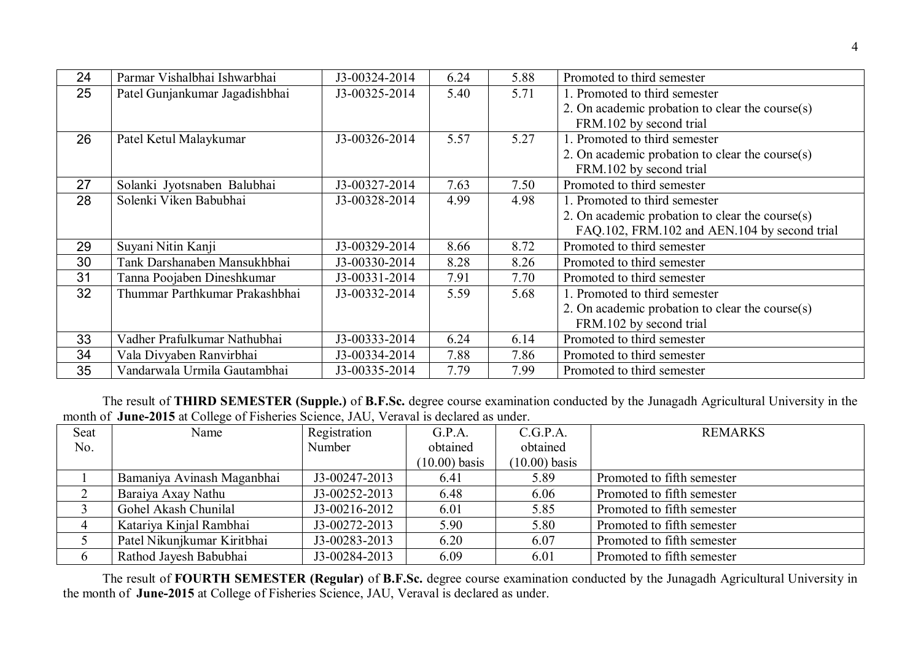| | | | | | |
|---|---|---|---|---|---|
| 24 | Parmar Vishalbhai Ishwarbhai | J3-00324-2014 | 6.24 | 5.88 | Promoted to third semester |
| 25 | Patel Gunjankumar Jagadishbhai | J3-00325-2014 | 5.40 | 5.71 | 1. Promoted to third semester<br>2. On academic probation to clear the course(s) FRM.102 by second trial |
| 26 | Patel Ketul Malaykumar | J3-00326-2014 | 5.57 | 5.27 | 1. Promoted to third semester<br>2. On academic probation to clear the course(s) FRM.102 by second trial |
| 27 | Solanki Jyotsnaben Balubhai | J3-00327-2014 | 7.63 | 7.50 | Promoted to third semester |
| 28 | Solenki Viken Babubhai | J3-00328-2014 | 4.99 | 4.98 | 1. Promoted to third semester<br>2. On academic probation to clear the course(s) FAQ.102, FRM.102 and AEN.104 by second trial |
| 29 | Suyani Nitin Kanji | J3-00329-2014 | 8.66 | 8.72 | Promoted to third semester |
| 30 | Tank Darshanaben Mansukhbhai | J3-00330-2014 | 8.28 | 8.26 | Promoted to third semester |
| 31 | Tanna Poojaben Dineshkumar | J3-00331-2014 | 7.91 | 7.70 | Promoted to third semester |
| 32 | Thummar Parthkumar Prakashbhai | J3-00332-2014 | 5.59 | 5.68 | 1. Promoted to third semester<br>2. On academic probation to clear the course(s) FRM.102 by second trial |
| 33 | Vadher Prafulkumar Nathubhai | J3-00333-2014 | 6.24 | 6.14 | Promoted to third semester |
| 34 | Vala Divyaben Ranvirbhai | J3-00334-2014 | 7.88 | 7.86 | Promoted to third semester |
| 35 | Vandarwala Urmila Gautambhai | J3-00335-2014 | 7.79 | 7.99 | Promoted to third semester |

The result of **THIRD SEMESTER (Supple.)** of **B.F.Sc.** degree course examination conducted by the Junagadh Agricultural University in the month of **June-2015** at College of Fisheries Science, JAU, Veraval is declared as under.

| Seat No. | Name | Registration Number | G.P.A. obtained (10.00) basis | C.G.P.A. obtained (10.00) basis | REMARKS |
|---|---|---|---|---|---|
| 1 | Bamaniya Avinash Maganbhai | J3-00247-2013 | 6.41 | 5.89 | Promoted to fifth semester |
| 2 | Baraiya Axay Nathu | J3-00252-2013 | 6.48 | 6.06 | Promoted to fifth semester |
| 3 | Gohel Akash Chunilal | J3-00216-2012 | 6.01 | 5.85 | Promoted to fifth semester |
| 4 | Katariya Kinjal Rambhai | J3-00272-2013 | 5.90 | 5.80 | Promoted to fifth semester |
| 5 | Patel Nikunjkumar Kiritbhai | J3-00283-2013 | 6.20 | 6.07 | Promoted to fifth semester |
| 6 | Rathod Jayesh Babubhai | J3-00284-2013 | 6.09 | 6.01 | Promoted to fifth semester |

The result of **FOURTH SEMESTER (Regular)** of **B.F.Sc.** degree course examination conducted by the Junagadh Agricultural University in the month of **June-2015** at College of Fisheries Science, JAU, Veraval is declared as under.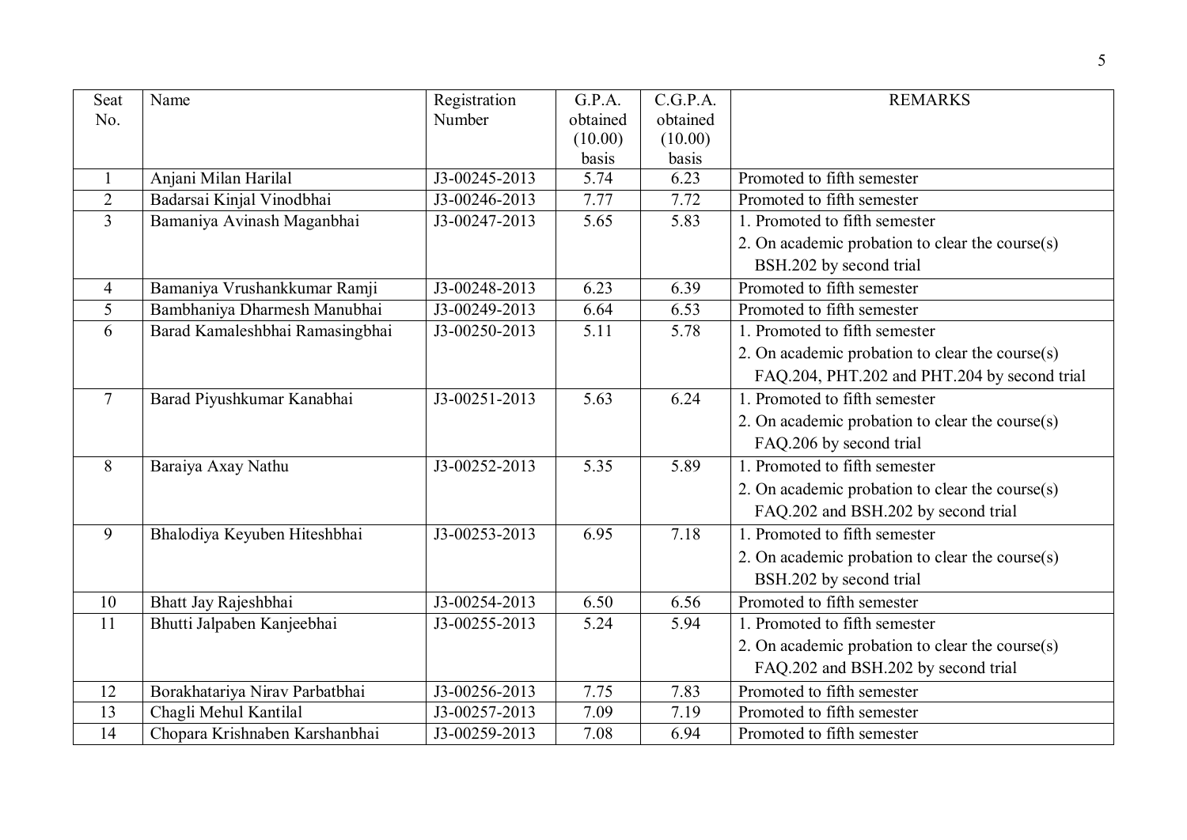| Seat No. | Name | Registration Number | G.P.A. obtained (10.00) basis | C.G.P.A. obtained (10.00) basis | REMARKS |
|---|---|---|---|---|---|
| 1 | Anjani Milan Harilal | J3-00245-2013 | 5.74 | 6.23 | Promoted to fifth semester |
| 2 | Badarsai Kinjal Vinodbhai | J3-00246-2013 | 7.77 | 7.72 | Promoted to fifth semester |
| 3 | Bamaniya Avinash Maganbhai | J3-00247-2013 | 5.65 | 5.83 | 1. Promoted to fifth semester<br>2. On academic probation to clear the course(s) BSH.202 by second trial |
| 4 | Bamaniya Vrushankkumar Ramji | J3-00248-2013 | 6.23 | 6.39 | Promoted to fifth semester |
| 5 | Bambhaniya Dharmesh Manubhai | J3-00249-2013 | 6.64 | 6.53 | Promoted to fifth semester |
| 6 | Barad Kamaleshbhai Ramasingbhai | J3-00250-2013 | 5.11 | 5.78 | 1. Promoted to fifth semester<br>2. On academic probation to clear the course(s) FAQ.204, PHT.202 and PHT.204 by second trial |
| 7 | Barad Piyushkumar Kanabhai | J3-00251-2013 | 5.63 | 6.24 | 1. Promoted to fifth semester<br>2. On academic probation to clear the course(s) FAQ.206 by second trial |
| 8 | Baraiya Axay Nathu | J3-00252-2013 | 5.35 | 5.89 | 1. Promoted to fifth semester<br>2. On academic probation to clear the course(s) FAQ.202 and BSH.202 by second trial |
| 9 | Bhalodiya Keyuben Hiteshbhai | J3-00253-2013 | 6.95 | 7.18 | 1. Promoted to fifth semester<br>2. On academic probation to clear the course(s) BSH.202 by second trial |
| 10 | Bhatt Jay Rajeshbhai | J3-00254-2013 | 6.50 | 6.56 | Promoted to fifth semester |
| 11 | Bhutti Jalpaben Kanjeebhai | J3-00255-2013 | 5.24 | 5.94 | 1. Promoted to fifth semester<br>2. On academic probation to clear the course(s) FAQ.202 and BSH.202 by second trial |
| 12 | Borakhatariya Nirav Parbatbhai | J3-00256-2013 | 7.75 | 7.83 | Promoted to fifth semester |
| 13 | Chagli Mehul Kantilal | J3-00257-2013 | 7.09 | 7.19 | Promoted to fifth semester |
| 14 | Chopara Krishnaben Karshanbhai | J3-00259-2013 | 7.08 | 6.94 | Promoted to fifth semester |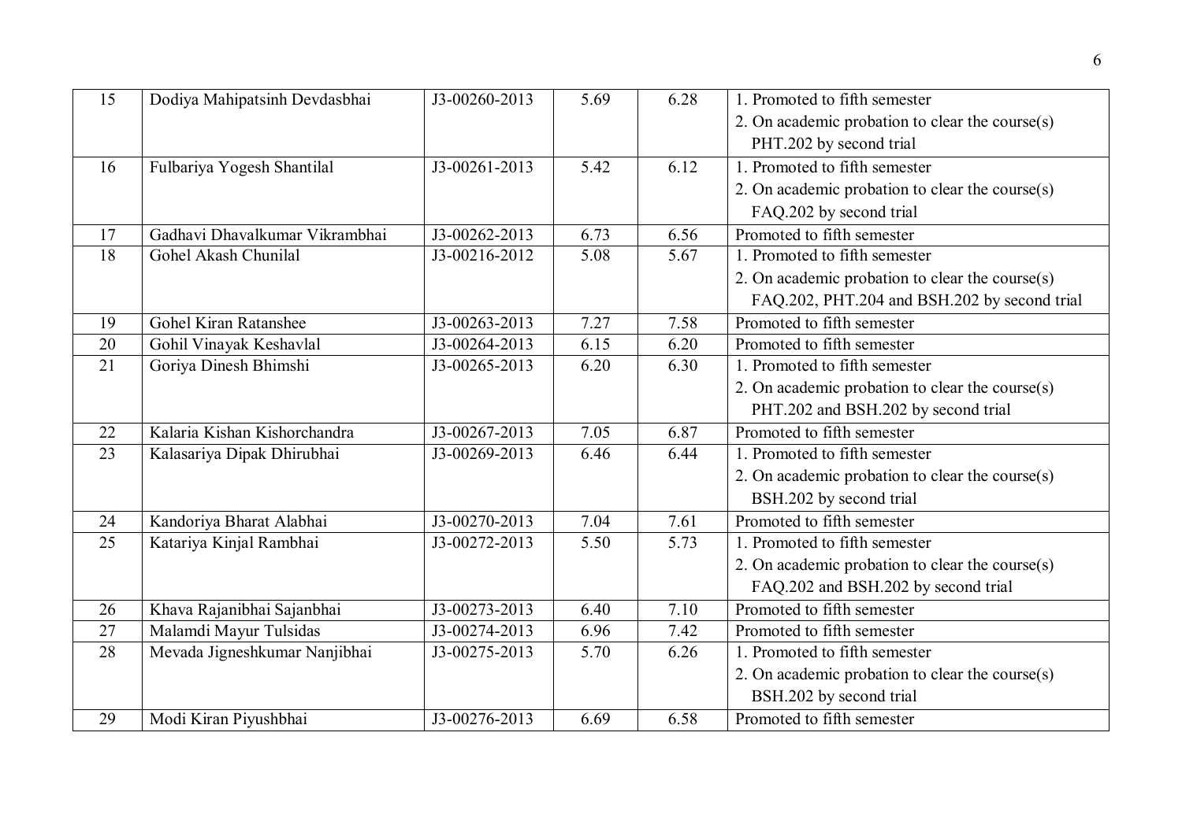| 15 | Dodiya Mahipatsinh Devdasbhai | J3-00260-2013 | 5.69 | 6.28 | 1. Promoted to fifth semester<br>2. On academic probation to clear the course(s) PHT.202 by second trial |
|---|---|---|---|---|---|
| 16 | Fulbariya Yogesh Shantilal | J3-00261-2013 | 5.42 | 6.12 | 1. Promoted to fifth semester<br>2. On academic probation to clear the course(s) FAQ.202 by second trial |
| 17 | Gadhavi Dhavalkumar Vikrambhai | J3-00262-2013 | 6.73 | 6.56 | Promoted to fifth semester |
| 18 | Gohel Akash Chunilal | J3-00216-2012 | 5.08 | 5.67 | 1. Promoted to fifth semester<br>2. On academic probation to clear the course(s) FAQ.202, PHT.204 and BSH.202 by second trial |
| 19 | Gohel Kiran Ratanshee | J3-00263-2013 | 7.27 | 7.58 | Promoted to fifth semester |
| 20 | Gohil Vinayak Keshavlal | J3-00264-2013 | 6.15 | 6.20 | Promoted to fifth semester |
| 21 | Goriya Dinesh Bhimshi | J3-00265-2013 | 6.20 | 6.30 | 1. Promoted to fifth semester<br>2. On academic probation to clear the course(s) PHT.202 and BSH.202 by second trial |
| 22 | Kalaria Kishan Kishorchandra | J3-00267-2013 | 7.05 | 6.87 | Promoted to fifth semester |
| 23 | Kalasariya Dipak Dhirubhai | J3-00269-2013 | 6.46 | 6.44 | 1. Promoted to fifth semester<br>2. On academic probation to clear the course(s) BSH.202 by second trial |
| 24 | Kandoriya Bharat Alabhai | J3-00270-2013 | 7.04 | 7.61 | Promoted to fifth semester |
| 25 | Katariya Kinjal Rambhai | J3-00272-2013 | 5.50 | 5.73 | 1. Promoted to fifth semester<br>2. On academic probation to clear the course(s) FAQ.202 and BSH.202 by second trial |
| 26 | Khava Rajanibhai Sajanbhai | J3-00273-2013 | 6.40 | 7.10 | Promoted to fifth semester |
| 27 | Malamdi Mayur Tulsidas | J3-00274-2013 | 6.96 | 7.42 | Promoted to fifth semester |
| 28 | Mevada Jigneshkumar Nanjibhai | J3-00275-2013 | 5.70 | 6.26 | 1. Promoted to fifth semester<br>2. On academic probation to clear the course(s) BSH.202 by second trial |
| 29 | Modi Kiran Piyushbhai | J3-00276-2013 | 6.69 | 6.58 | Promoted to fifth semester |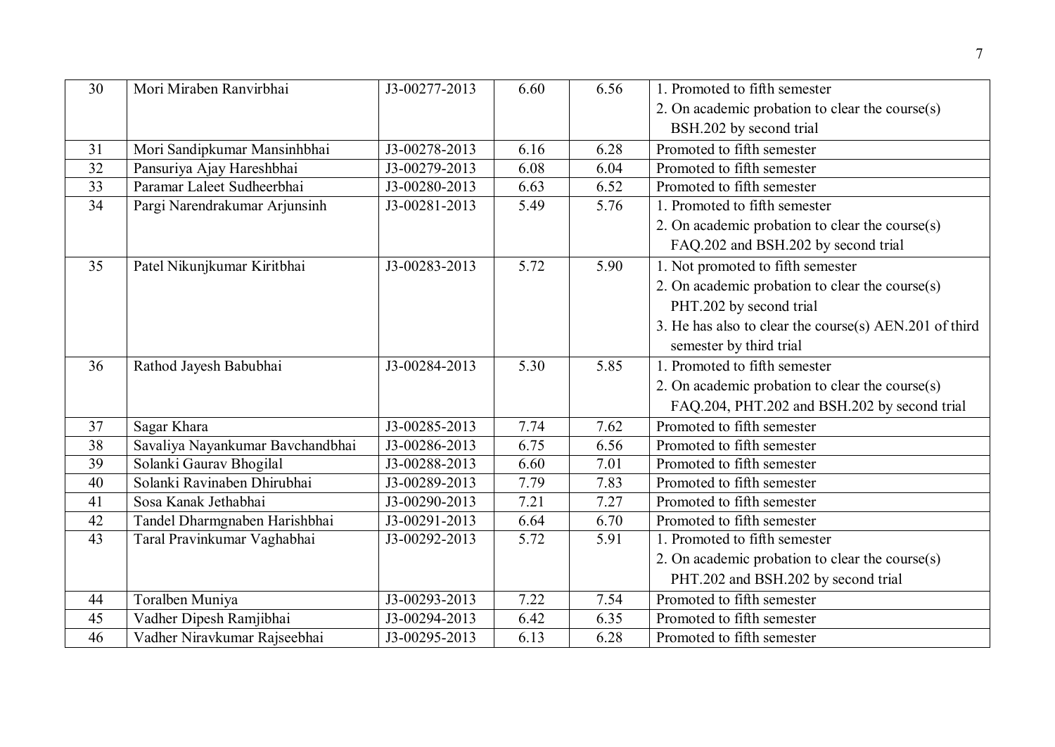| 30 | Mori Miraben Ranvirbhai | J3-00277-2013 | 6.60 | 6.56 | 1. Promoted to fifth semester<br>2. On academic probation to clear the course(s) BSH.202 by second trial |
|---|---|---|---|---|---|
| 31 | Mori Sandipkumar Mansinhbhai | J3-00278-2013 | 6.16 | 6.28 | Promoted to fifth semester |
| 32 | Pansuriya Ajay Hareshbhai | J3-00279-2013 | 6.08 | 6.04 | Promoted to fifth semester |
| 33 | Paramar Laleet Sudheerbhai | J3-00280-2013 | 6.63 | 6.52 | Promoted to fifth semester |
| 34 | Pargi Narendrakumar Arjunsinh | J3-00281-2013 | 5.49 | 5.76 | 1. Promoted to fifth semester<br>2. On academic probation to clear the course(s) FAQ.202 and BSH.202 by second trial |
| 35 | Patel Nikunjkumar Kiritbhai | J3-00283-2013 | 5.72 | 5.90 | 1. Not promoted to fifth semester<br>2. On academic probation to clear the course(s) PHT.202 by second trial<br>3. He has also to clear the course(s) AEN.201 of third semester by third trial |
| 36 | Rathod Jayesh Babubhai | J3-00284-2013 | 5.30 | 5.85 | 1. Promoted to fifth semester<br>2. On academic probation to clear the course(s) FAQ.204, PHT.202 and BSH.202 by second trial |
| 37 | Sagar Khara | J3-00285-2013 | 7.74 | 7.62 | Promoted to fifth semester |
| 38 | Savaliya Nayankumar Bavchandbhai | J3-00286-2013 | 6.75 | 6.56 | Promoted to fifth semester |
| 39 | Solanki Gaurav Bhogilal | J3-00288-2013 | 6.60 | 7.01 | Promoted to fifth semester |
| 40 | Solanki Ravinaben Dhirubhai | J3-00289-2013 | 7.79 | 7.83 | Promoted to fifth semester |
| 41 | Sosa Kanak Jethabhai | J3-00290-2013 | 7.21 | 7.27 | Promoted to fifth semester |
| 42 | Tandel Dharmgnaben Harishbhai | J3-00291-2013 | 6.64 | 6.70 | Promoted to fifth semester |
| 43 | Taral Pravinkumar Vaghabhai | J3-00292-2013 | 5.72 | 5.91 | 1. Promoted to fifth semester<br>2. On academic probation to clear the course(s) PHT.202 and BSH.202 by second trial |
| 44 | Toralben Muniya | J3-00293-2013 | 7.22 | 7.54 | Promoted to fifth semester |
| 45 | Vadher Dipesh Ramjibhai | J3-00294-2013 | 6.42 | 6.35 | Promoted to fifth semester |
| 46 | Vadher Niravkumar Rajseebhai | J3-00295-2013 | 6.13 | 6.28 | Promoted to fifth semester |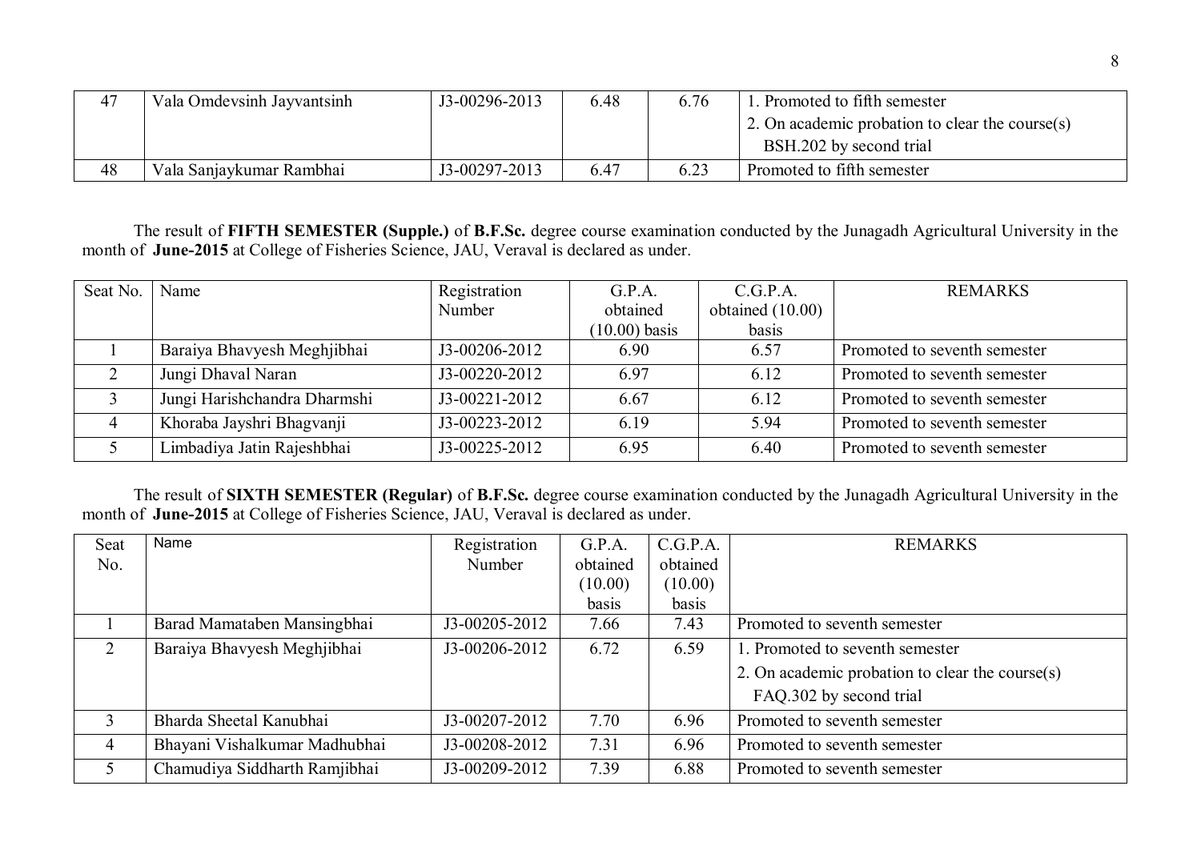| 47 | Vala Omdevsinh Jayvantsinh | J3-00296-2013 | 6.48 | 6.76 | 1. Promoted to fifth semester<br>2. On academic probation to clear the course(s) BSH.202 by second trial |
|---|---|---|---|---|---|
| 48 | Vala Sanjaykumar Rambhai | J3-00297-2013 | 6.47 | 6.23 | Promoted to fifth semester |

The result of **FIFTH SEMESTER (Supple.)** of **B.F.Sc.** degree course examination conducted by the Junagadh Agricultural University in the month of **June-2015** at College of Fisheries Science, JAU, Veraval is declared as under.

| Seat No. | Name | Registration Number | G.P.A. obtained (10.00) basis | C.G.P.A. obtained (10.00) basis | REMARKS |
|---|---|---|---|---|---|
| 1 | Baraiya Bhavyesh Meghjibhai | J3-00206-2012 | 6.90 | 6.57 | Promoted to seventh semester |
| 2 | Jungi Dhaval Naran | J3-00220-2012 | 6.97 | 6.12 | Promoted to seventh semester |
| 3 | Jungi Harishchandra Dharmshi | J3-00221-2012 | 6.67 | 6.12 | Promoted to seventh semester |
| 4 | Khoraba Jayshri Bhagvanji | J3-00223-2012 | 6.19 | 5.94 | Promoted to seventh semester |
| 5 | Limbadiya Jatin Rajeshbhai | J3-00225-2012 | 6.95 | 6.40 | Promoted to seventh semester |

The result of **SIXTH SEMESTER (Regular)** of **B.F.Sc.** degree course examination conducted by the Junagadh Agricultural University in the month of **June-2015** at College of Fisheries Science, JAU, Veraval is declared as under.

| Seat No. | Name | Registration Number | G.P.A. obtained (10.00) basis | C.G.P.A. obtained (10.00) basis | REMARKS |
|---|---|---|---|---|---|
| 1 | Barad Mamataben Mansingbhai | J3-00205-2012 | 7.66 | 7.43 | Promoted to seventh semester |
| 2 | Baraiya Bhavyesh Meghjibhai | J3-00206-2012 | 6.72 | 6.59 | 1. Promoted to seventh semester<br>2. On academic probation to clear the course(s) FAQ.302 by second trial |
| 3 | Bharda Sheetal Kanubhai | J3-00207-2012 | 7.70 | 6.96 | Promoted to seventh semester |
| 4 | Bhayani Vishalkumar Madhubhai | J3-00208-2012 | 7.31 | 6.96 | Promoted to seventh semester |
| 5 | Chamudiya Siddharth Ramjibhai | J3-00209-2012 | 7.39 | 6.88 | Promoted to seventh semester |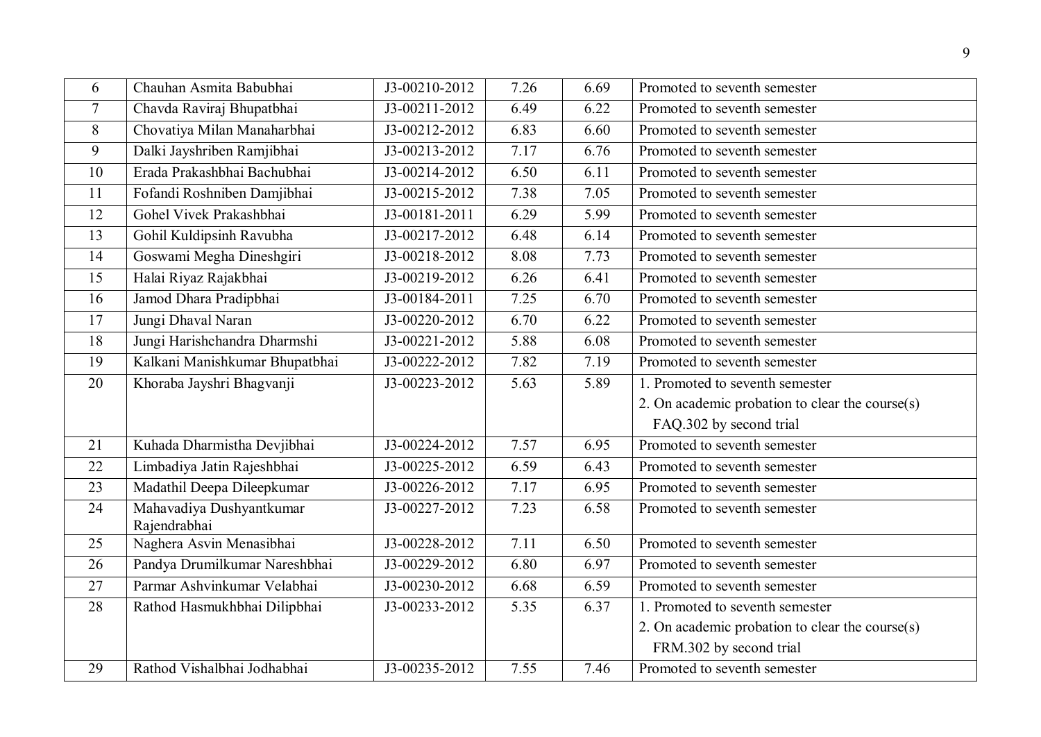| 6 | Chauhan Asmita Babubhai | J3-00210-2012 | 7.26 | 6.69 | Promoted to seventh semester |
|---|---|---|---|---|---|
| 7 | Chavda Raviraj Bhupatbhai | J3-00211-2012 | 6.49 | 6.22 | Promoted to seventh semester |
| 8 | Chovatiya Milan Manaharbhai | J3-00212-2012 | 6.83 | 6.60 | Promoted to seventh semester |
| 9 | Dalki Jayshriben Ramjibhai | J3-00213-2012 | 7.17 | 6.76 | Promoted to seventh semester |
| 10 | Erada Prakashbhai Bachubhai | J3-00214-2012 | 6.50 | 6.11 | Promoted to seventh semester |
| 11 | Fofandi Roshniben Damjibhai | J3-00215-2012 | 7.38 | 7.05 | Promoted to seventh semester |
| 12 | Gohel Vivek Prakashbhai | J3-00181-2011 | 6.29 | 5.99 | Promoted to seventh semester |
| 13 | Gohil Kuldipsinh Ravubha | J3-00217-2012 | 6.48 | 6.14 | Promoted to seventh semester |
| 14 | Goswami Megha Dineshgiri | J3-00218-2012 | 8.08 | 7.73 | Promoted to seventh semester |
| 15 | Halai Riyaz Rajakbhai | J3-00219-2012 | 6.26 | 6.41 | Promoted to seventh semester |
| 16 | Jamod Dhara Pradipbhai | J3-00184-2011 | 7.25 | 6.70 | Promoted to seventh semester |
| 17 | Jungi Dhaval Naran | J3-00220-2012 | 6.70 | 6.22 | Promoted to seventh semester |
| 18 | Jungi Harishchandra Dharmshi | J3-00221-2012 | 5.88 | 6.08 | Promoted to seventh semester |
| 19 | Kalkani Manishkumar Bhupatbhai | J3-00222-2012 | 7.82 | 7.19 | Promoted to seventh semester |
| 20 | Khoraba Jayshri Bhagvanji | J3-00223-2012 | 5.63 | 5.89 | 1. Promoted to seventh semester<br>2. On academic probation to clear the course(s) FAQ.302 by second trial |
| 21 | Kuhada Dharmistha Devjibhai | J3-00224-2012 | 7.57 | 6.95 | Promoted to seventh semester |
| 22 | Limbadiya Jatin Rajeshbhai | J3-00225-2012 | 6.59 | 6.43 | Promoted to seventh semester |
| 23 | Madathil Deepa Dileepkumar | J3-00226-2012 | 7.17 | 6.95 | Promoted to seventh semester |
| 24 | Mahavadiya Dushyantkumar Rajendrabhai | J3-00227-2012 | 7.23 | 6.58 | Promoted to seventh semester |
| 25 | Naghera Asvin Menasibhai | J3-00228-2012 | 7.11 | 6.50 | Promoted to seventh semester |
| 26 | Pandya Drumilkumar Nareshbhai | J3-00229-2012 | 6.80 | 6.97 | Promoted to seventh semester |
| 27 | Parmar Ashvinkumar Velabhai | J3-00230-2012 | 6.68 | 6.59 | Promoted to seventh semester |
| 28 | Rathod Hasmukhbhai Dilipbhai | J3-00233-2012 | 5.35 | 6.37 | 1. Promoted to seventh semester<br>2. On academic probation to clear the course(s) FRM.302 by second trial |
| 29 | Rathod Vishalbhai Jodhabhai | J3-00235-2012 | 7.55 | 7.46 | Promoted to seventh semester |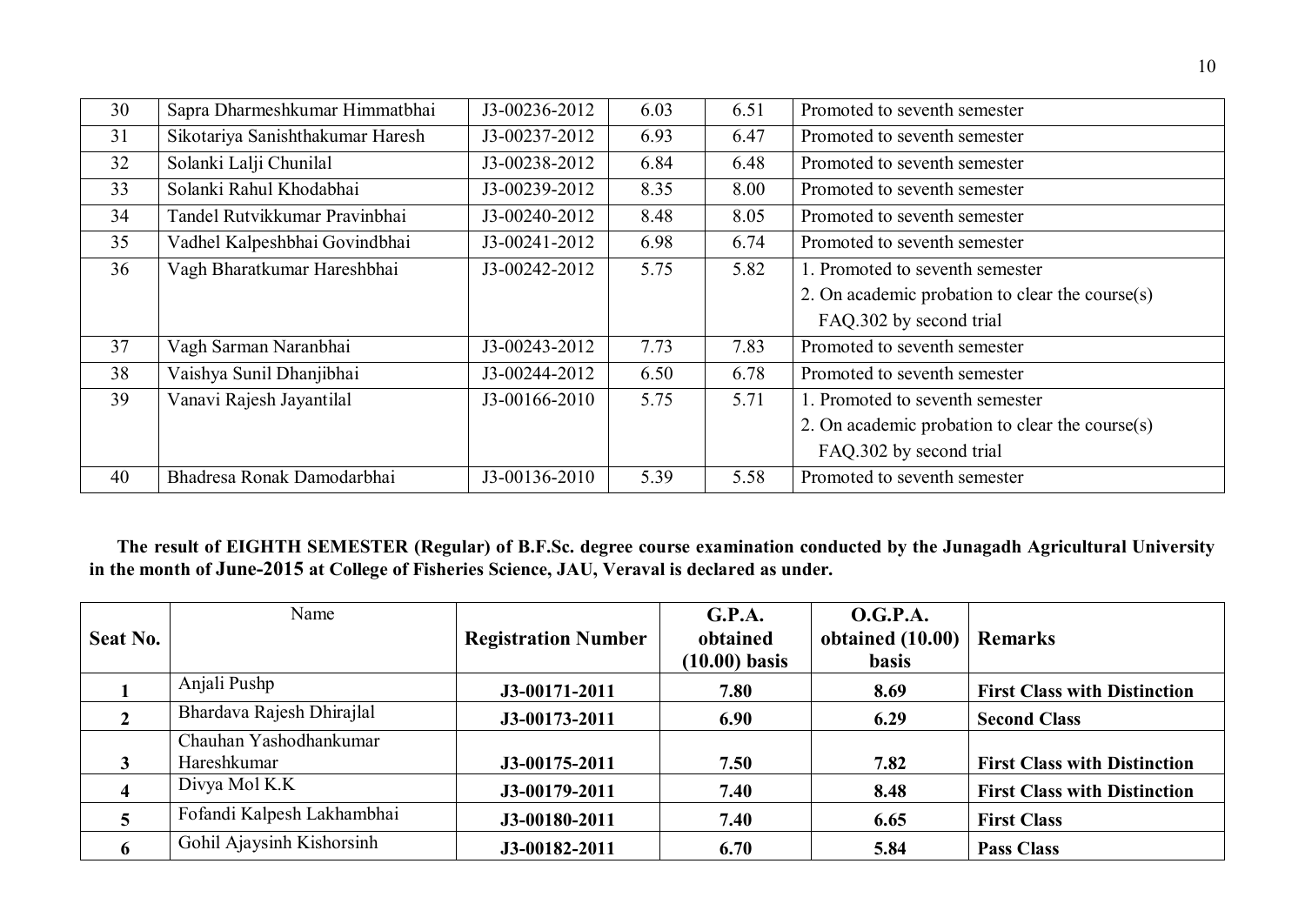| 30 | Sapra Dharmeshkumar Himmatbhai | J3-00236-2012 | 6.03 | 6.51 | Promoted to seventh semester |
|---|---|---|---|---|---|
| 31 | Sikotariya Sanishthakumar Haresh | J3-00237-2012 | 6.93 | 6.47 | Promoted to seventh semester |
| 32 | Solanki Lalji Chunilal | J3-00238-2012 | 6.84 | 6.48 | Promoted to seventh semester |
| 33 | Solanki Rahul Khodabhai | J3-00239-2012 | 8.35 | 8.00 | Promoted to seventh semester |
| 34 | Tandel Rutvikkumar Pravinbhai | J3-00240-2012 | 8.48 | 8.05 | Promoted to seventh semester |
| 35 | Vadhel Kalpeshbhai Govindbhai | J3-00241-2012 | 6.98 | 6.74 | Promoted to seventh semester |
| 36 | Vagh Bharatkumar Hareshbhai | J3-00242-2012 | 5.75 | 5.82 | 1. Promoted to seventh semester<br>2. On academic probation to clear the course(s) FAQ.302 by second trial |
| 37 | Vagh Sarman Naranbhai | J3-00243-2012 | 7.73 | 7.83 | Promoted to seventh semester |
| 38 | Vaishya Sunil Dhanjibhai | J3-00244-2012 | 6.50 | 6.78 | Promoted to seventh semester |
| 39 | Vanavi Rajesh Jayantilal | J3-00166-2010 | 5.75 | 5.71 | 1. Promoted to seventh semester<br>2. On academic probation to clear the course(s) FAQ.302 by second trial |
| 40 | Bhadresa Ronak Damodarbhai | J3-00136-2010 | 5.39 | 5.58 | Promoted to seventh semester |

**The result of EIGHTH SEMESTER (Regular) of B.F.Sc. degree course examination conducted by the Junagadh Agricultural University in the month of June-2015 at College of Fisheries Science, JAU, Veraval is declared as under.**

| Seat No. | Name | Registration Number | G.P.A. obtained (10.00) basis | O.G.P.A. obtained (10.00) basis | Remarks |
|---|---|---|---|---|---|
| **1** | Anjali Pushp | **J3-00171-2011** | **7.80** | **8.69** | **First Class with Distinction** |
| **2** | Bhardava Rajesh Dhirajlal | **J3-00173-2011** | **6.90** | **6.29** | **Second Class** |
| **3** | Chauhan Yashodhankumar Hareshkumar | **J3-00175-2011** | **7.50** | **7.82** | **First Class with Distinction** |
| **4** | Divya Mol K.K | **J3-00179-2011** | **7.40** | **8.48** | **First Class with Distinction** |
| **5** | Fofandi Kalpesh Lakhambhai | **J3-00180-2011** | **7.40** | **6.65** | **First Class** |
| **6** | Gohil Ajaysinh Kishorsinh | **J3-00182-2011** | **6.70** | **5.84** | **Pass Class** |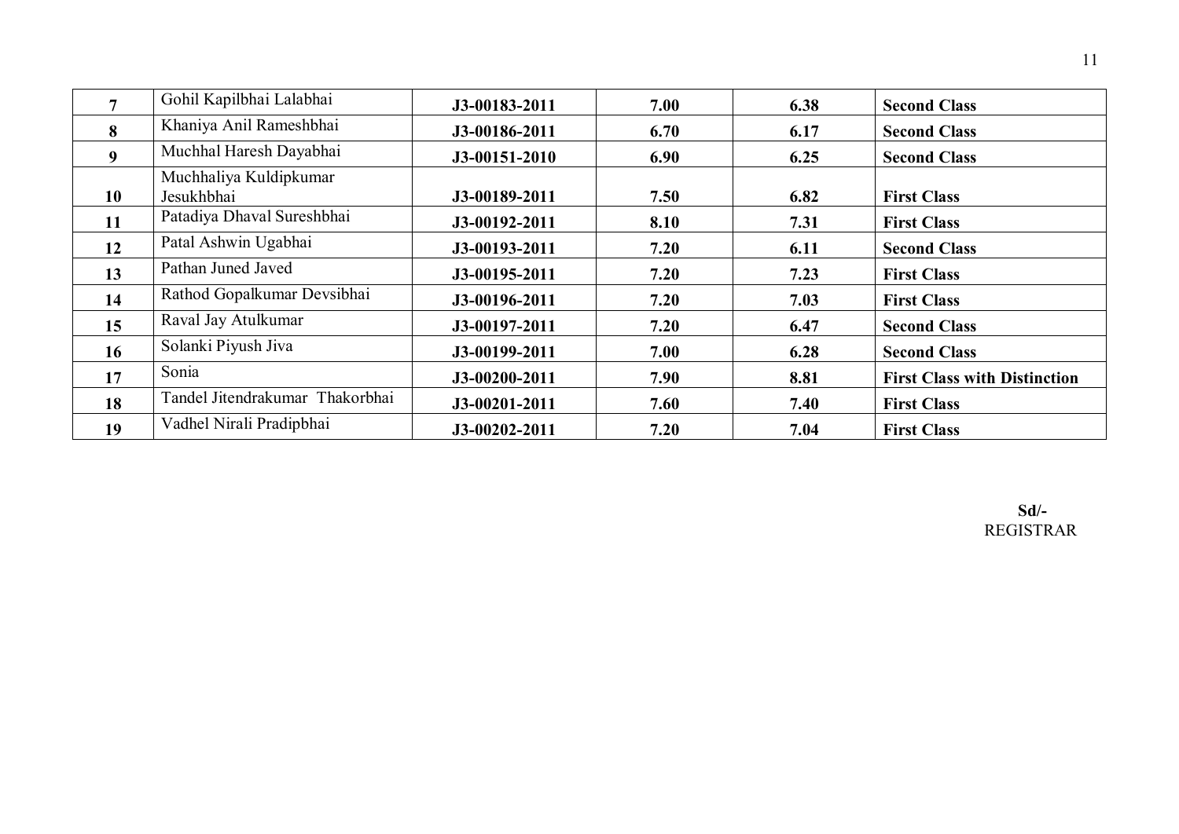| | | | | | |
|---|---|---|---|---|---|
| **7** | Gohil Kapilbhai Lalabhai | **J3-00183-2011** | **7.00** | **6.38** | **Second Class** |
| **8** | Khaniya Anil Rameshbhai | **J3-00186-2011** | **6.70** | **6.17** | **Second Class** |
| **9** | Muchhal Haresh Dayabhai | **J3-00151-2010** | **6.90** | **6.25** | **Second Class** |
| **10** | Muchhaliya Kuldipkumar Jesukhbhai | **J3-00189-2011** | **7.50** | **6.82** | **First Class** |
| **11** | Patadiya Dhaval Sureshbhai | **J3-00192-2011** | **8.10** | **7.31** | **First Class** |
| **12** | Patal Ashwin Ugabhai | **J3-00193-2011** | **7.20** | **6.11** | **Second Class** |
| **13** | Pathan Juned Javed | **J3-00195-2011** | **7.20** | **7.23** | **First Class** |
| **14** | Rathod Gopalkumar Devsibhai | **J3-00196-2011** | **7.20** | **7.03** | **First Class** |
| **15** | Raval Jay Atulkumar | **J3-00197-2011** | **7.20** | **6.47** | **Second Class** |
| **16** | Solanki Piyush Jiva | **J3-00199-2011** | **7.00** | **6.28** | **Second Class** |
| **17** | Sonia | **J3-00200-2011** | **7.90** | **8.81** | **First Class with Distinction** |
| **18** | Tandel Jitendrakumar Thakorbhai | **J3-00201-2011** | **7.60** | **7.40** | **First Class** |
| **19** | Vadhel Nirali Pradipbhai | **J3-00202-2011** | **7.20** | **7.04** | **First Class** |

**Sd/-**
REGISTRAR